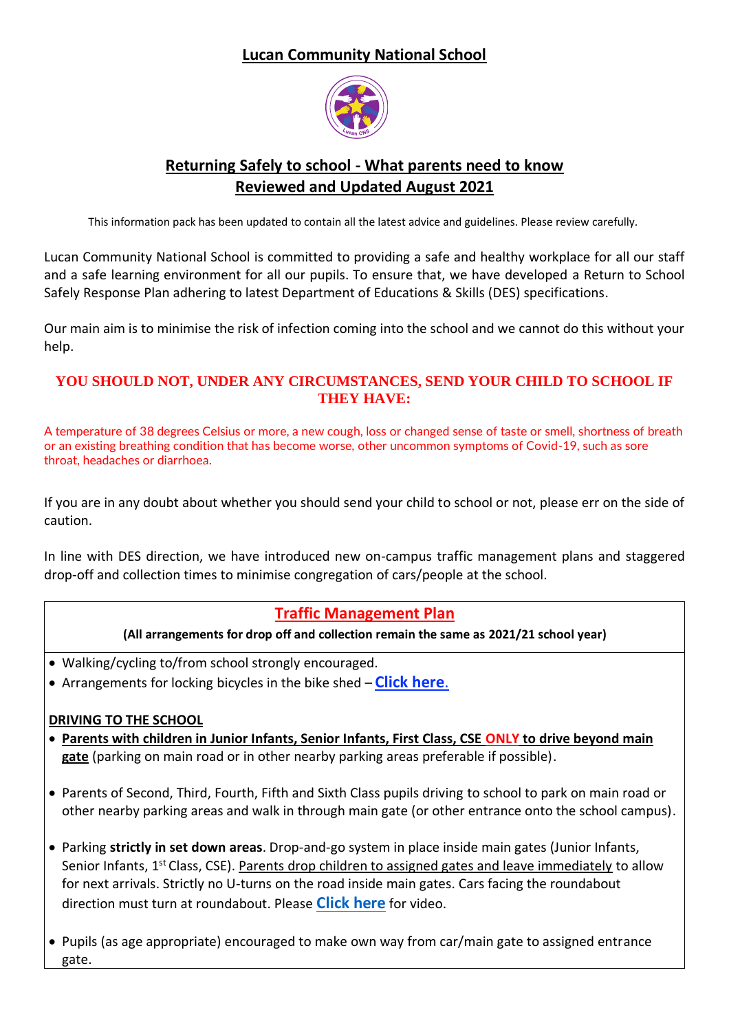# Lucan Community National School

## Returning Safely to school - What parents need to know
## Reviewed and Updated August 2021

This information pack has been updated to contain all the latest advice and guidelines. Please review carefully.

Lucan Community National School is committed to providing a safe and healthy workplace for all our staff and a safe learning environment for all our pupils. To ensure that, we have developed a Return to School Safely Response Plan adhering to latest Department of Educations & Skills (DES) specifications.

Our main aim is to minimise the risk of infection coming into the school and we cannot do this without your help.

**YOU SHOULD NOT, UNDER ANY CIRCUMSTANCES, SEND YOUR CHILD TO SCHOOL IF THEY HAVE:**

A temperature of 38 degrees Celsius or more, a new cough, loss or changed sense of taste or smell, shortness of breath or an existing breathing condition that has become worse, other uncommon symptoms of Covid-19, such as sore throat, headaches or diarrhoea.

If you are in any doubt about whether you should send your child to school or not, please err on the side of caution.

In line with DES direction, we have introduced new on-campus traffic management plans and staggered drop-off and collection times to minimise congregation of cars/people at the school.

## Traffic Management Plan

**(All arrangements for drop off and collection remain the same as 2021/21 school year)**

- Walking/cycling to/from school strongly encouraged.
- Arrangements for locking bicycles in the bike shed – **Click here**.

**DRIVING TO THE SCHOOL**

- **Parents with children in Junior Infants, Senior Infants, First Class, CSE ONLY to drive beyond main gate** (parking on main road or in other nearby parking areas preferable if possible).
- Parents of Second, Third, Fourth, Fifth and Sixth Class pupils driving to school to park on main road or other nearby parking areas and walk in through main gate (or other entrance onto the school campus).
- Parking **strictly in set down areas**. Drop-and-go system in place inside main gates (Junior Infants, Senior Infants, 1st Class, CSE). Parents drop children to assigned gates and leave immediately to allow for next arrivals. Strictly no U-turns on the road inside main gates. Cars facing the roundabout direction must turn at roundabout. Please **Click here** for video.
- Pupils (as age appropriate) encouraged to make own way from car/main gate to assigned entrance gate.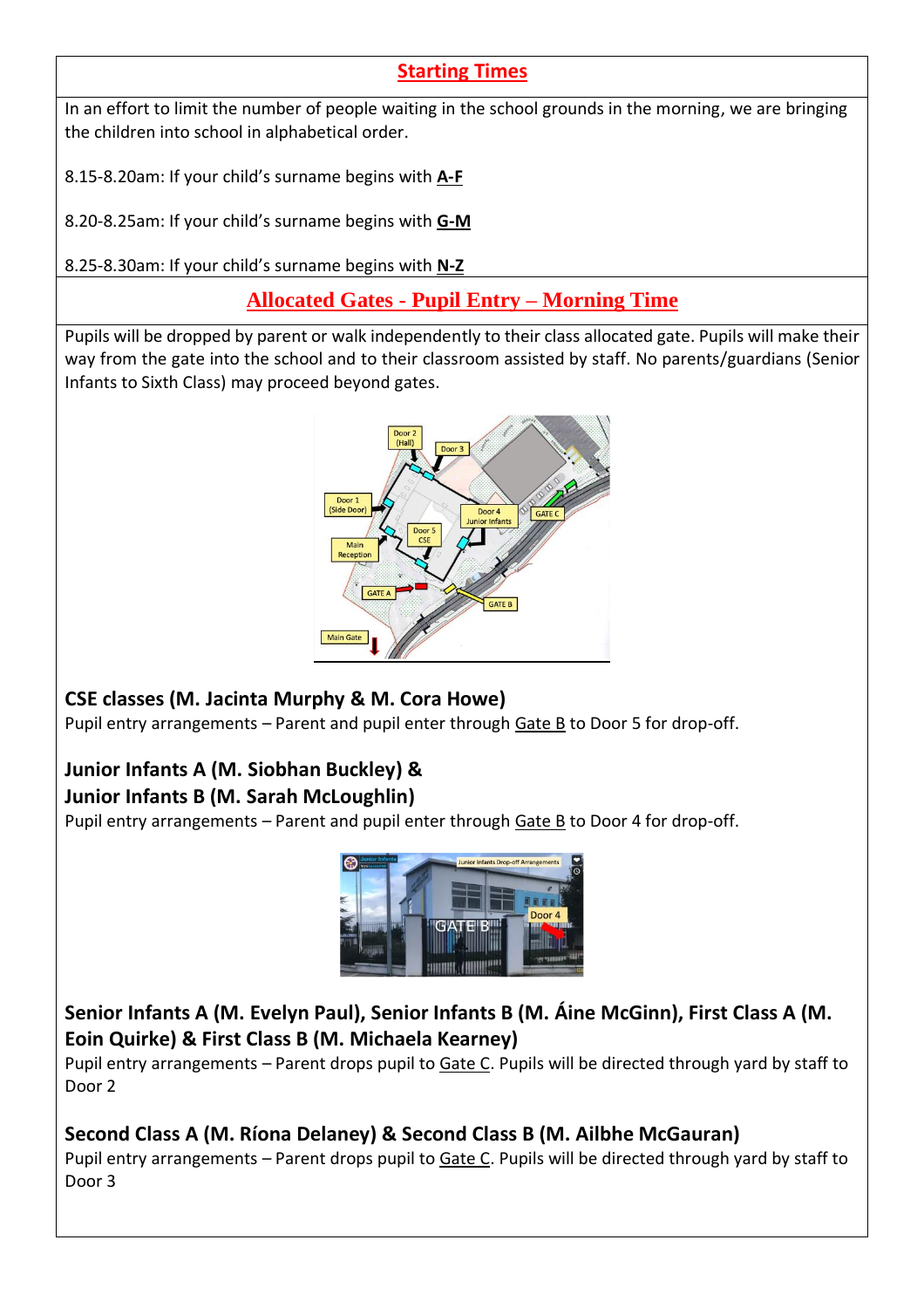## Starting Times

In an effort to limit the number of people waiting in the school grounds in the morning, we are bringing the children into school in alphabetical order.

8.15-8.20am: If your child's surname begins with **A-F**

8.20-8.25am: If your child's surname begins with **G-M**

8.25-8.30am: If your child's surname begins with **N-Z**

## Allocated Gates - Pupil Entry – Morning Time

Pupils will be dropped by parent or walk independently to their class allocated gate. Pupils will make their way from the gate into the school and to their classroom assisted by staff. No parents/guardians (Senior Infants to Sixth Class) may proceed beyond gates.

### CSE classes (M. Jacinta Murphy & M. Cora Howe)

Pupil entry arrangements – Parent and pupil enter through Gate B to Door 5 for drop-off.

### Junior Infants A (M. Siobhan Buckley) & Junior Infants B (M. Sarah McLoughlin)

Pupil entry arrangements – Parent and pupil enter through Gate B to Door 4 for drop-off.

### Senior Infants A (M. Evelyn Paul), Senior Infants B (M. Áine McGinn), First Class A (M. Eoin Quirke) & First Class B (M. Michaela Kearney)

Pupil entry arrangements – Parent drops pupil to Gate C. Pupils will be directed through yard by staff to Door 2

### Second Class A (M. Ríona Delaney) & Second Class B (M. Ailbhe McGauran)

Pupil entry arrangements – Parent drops pupil to Gate C. Pupils will be directed through yard by staff to Door 3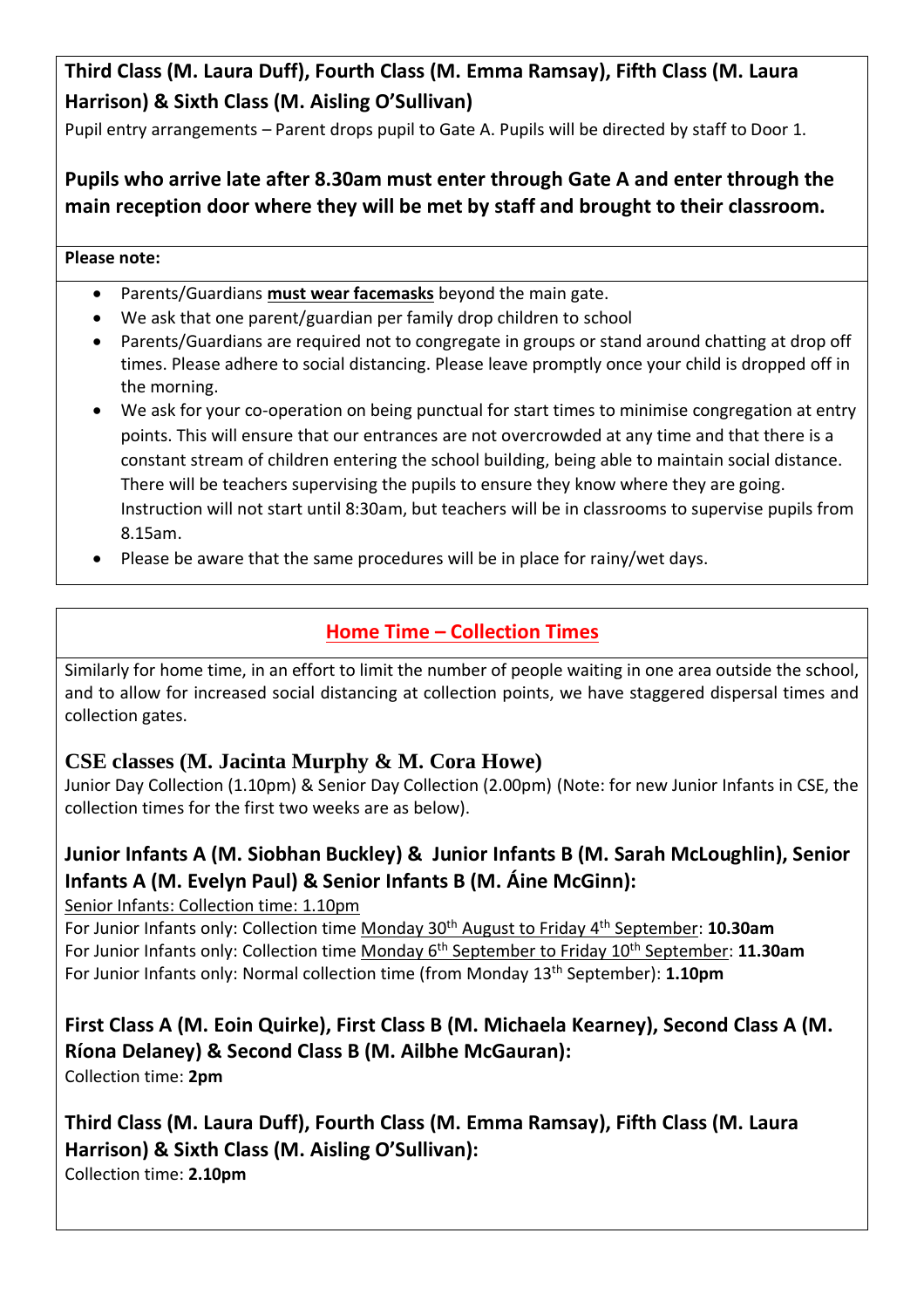### Third Class (M. Laura Duff), Fourth Class (M. Emma Ramsay), Fifth Class (M. Laura Harrison) & Sixth Class (M. Aisling O'Sullivan)

Pupil entry arrangements – Parent drops pupil to Gate A. Pupils will be directed by staff to Door 1.

**Pupils who arrive late after 8.30am must enter through Gate A and enter through the main reception door where they will be met by staff and brought to their classroom.**

**Please note:**

- Parents/Guardians **must wear facemasks** beyond the main gate.
- We ask that one parent/guardian per family drop children to school
- Parents/Guardians are required not to congregate in groups or stand around chatting at drop off times. Please adhere to social distancing. Please leave promptly once your child is dropped off in the morning.
- We ask for your co-operation on being punctual for start times to minimise congregation at entry points. This will ensure that our entrances are not overcrowded at any time and that there is a constant stream of children entering the school building, being able to maintain social distance. There will be teachers supervising the pupils to ensure they know where they are going. Instruction will not start until 8:30am, but teachers will be in classrooms to supervise pupils from 8.15am.
- Please be aware that the same procedures will be in place for rainy/wet days.

## Home Time – Collection Times

Similarly for home time, in an effort to limit the number of people waiting in one area outside the school, and to allow for increased social distancing at collection points, we have staggered dispersal times and collection gates.

### CSE classes (M. Jacinta Murphy & M. Cora Howe)

Junior Day Collection (1.10pm) & Senior Day Collection (2.00pm) (Note: for new Junior Infants in CSE, the collection times for the first two weeks are as below).

### Junior Infants A (M. Siobhan Buckley) & Junior Infants B (M. Sarah McLoughlin), Senior Infants A (M. Evelyn Paul) & Senior Infants B (M. Áine McGinn):

Senior Infants: Collection time: 1.10pm

For Junior Infants only: Collection time Monday 30th August to Friday 4th September: **10.30am**

For Junior Infants only: Collection time Monday 6th September to Friday 10th September: **11.30am**

For Junior Infants only: Normal collection time (from Monday 13th September): **1.10pm**

### First Class A (M. Eoin Quirke), First Class B (M. Michaela Kearney), Second Class A (M. Ríona Delaney) & Second Class B (M. Ailbhe McGauran):

Collection time: **2pm**

### Third Class (M. Laura Duff), Fourth Class (M. Emma Ramsay), Fifth Class (M. Laura Harrison) & Sixth Class (M. Aisling O'Sullivan):

Collection time: **2.10pm**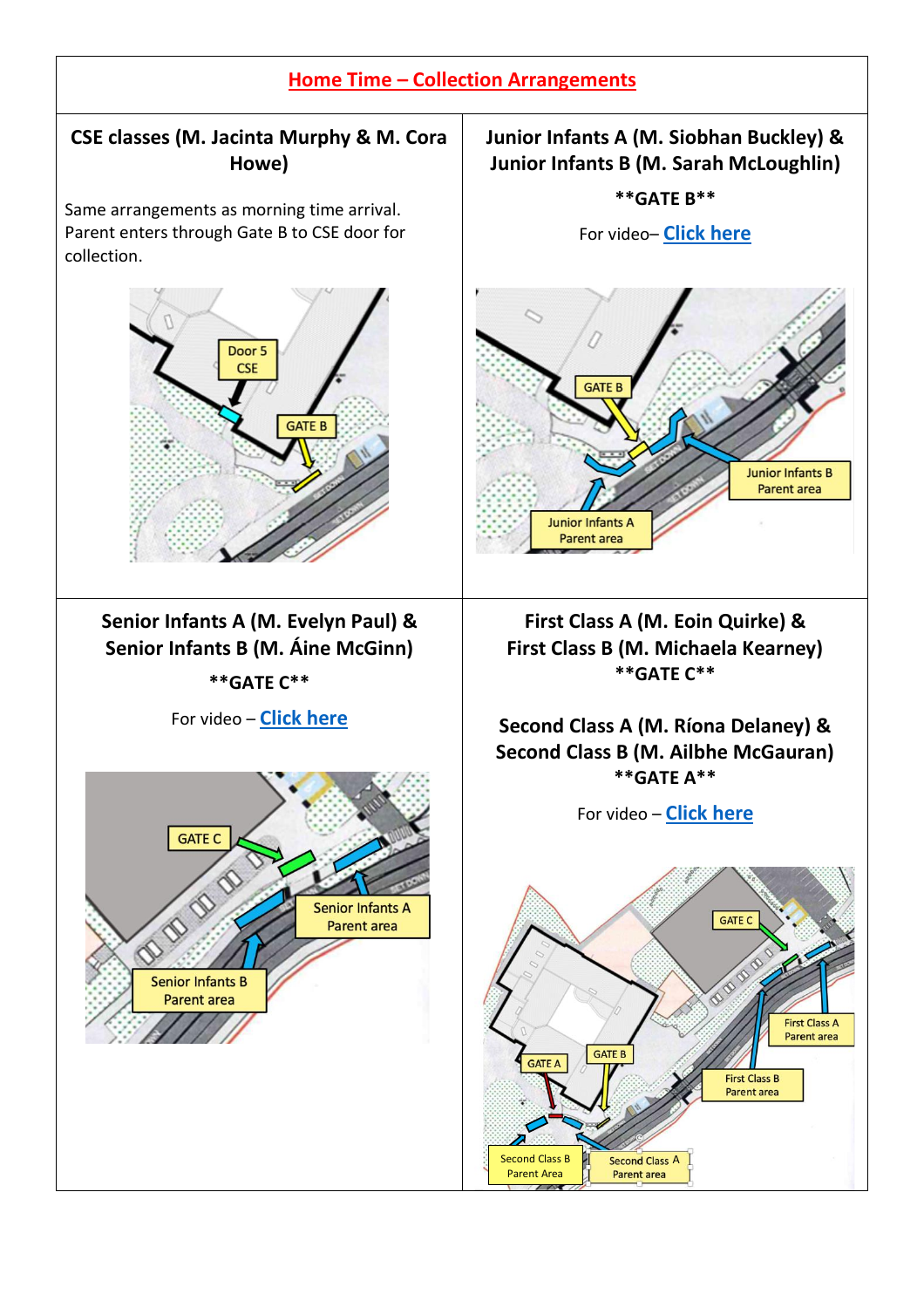## Home Time – Collection Arrangements

### CSE classes (M. Jacinta Murphy & M. Cora Howe)

Same arrangements as morning time arrival. Parent enters through Gate B to CSE door for collection.

Door 5 CSE

GATE B

### Junior Infants A (M. Siobhan Buckley) & Junior Infants B (M. Sarah McLoughlin)

**GATE B**

For video– Click here

GATE B

Junior Infants B Parent area

Junior Infants A Parent area

### Senior Infants A (M. Evelyn Paul) & Senior Infants B (M. Áine McGinn)

**GATE C**

For video – Click here

GATE C

Senior Infants A Parent area

Senior Infants B Parent area

### First Class A (M. Eoin Quirke) & First Class B (M. Michaela Kearney)

**GATE C**

### Second Class A (M. Ríona Delaney) & Second Class B (M. Ailbhe McGauran)

**GATE A**

For video – Click here

GATE C

First Class A Parent area

First Class B Parent area

GATE A

GATE B

Second Class B Parent Area

Second Class A Parent area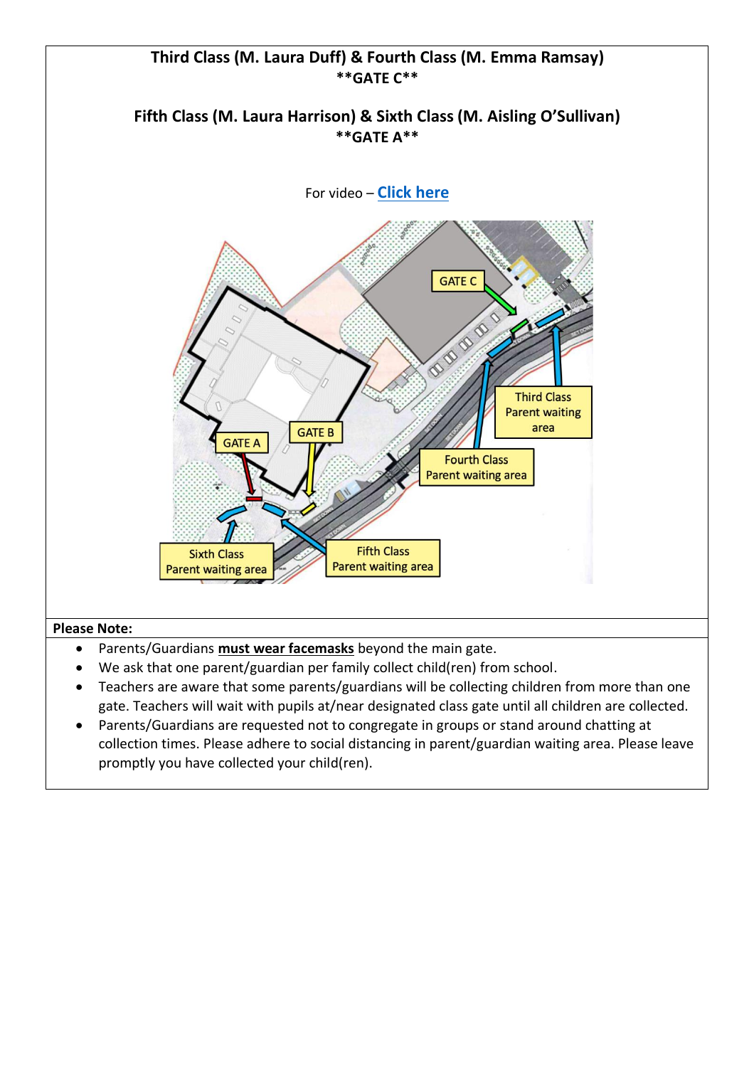**Third Class (M. Laura Duff) & Fourth Class (M. Emma Ramsay)**
**\*\*GATE C\*\***

**Fifth Class (M. Laura Harrison) & Sixth Class (M. Aisling O'Sullivan)**
**\*\*GATE A\*\***

For video – [Click here]

GATE C

GATE A

GATE B

Third Class Parent waiting area

Fourth Class Parent waiting area

Fifth Class Parent waiting area

Sixth Class Parent waiting area

**Please Note:**

- Parents/Guardians **must wear facemasks** beyond the main gate.
- We ask that one parent/guardian per family collect child(ren) from school.
- Teachers are aware that some parents/guardians will be collecting children from more than one gate. Teachers will wait with pupils at/near designated class gate until all children are collected.
- Parents/Guardians are requested not to congregate in groups or stand around chatting at collection times. Please adhere to social distancing in parent/guardian waiting area. Please leave promptly you have collected your child(ren).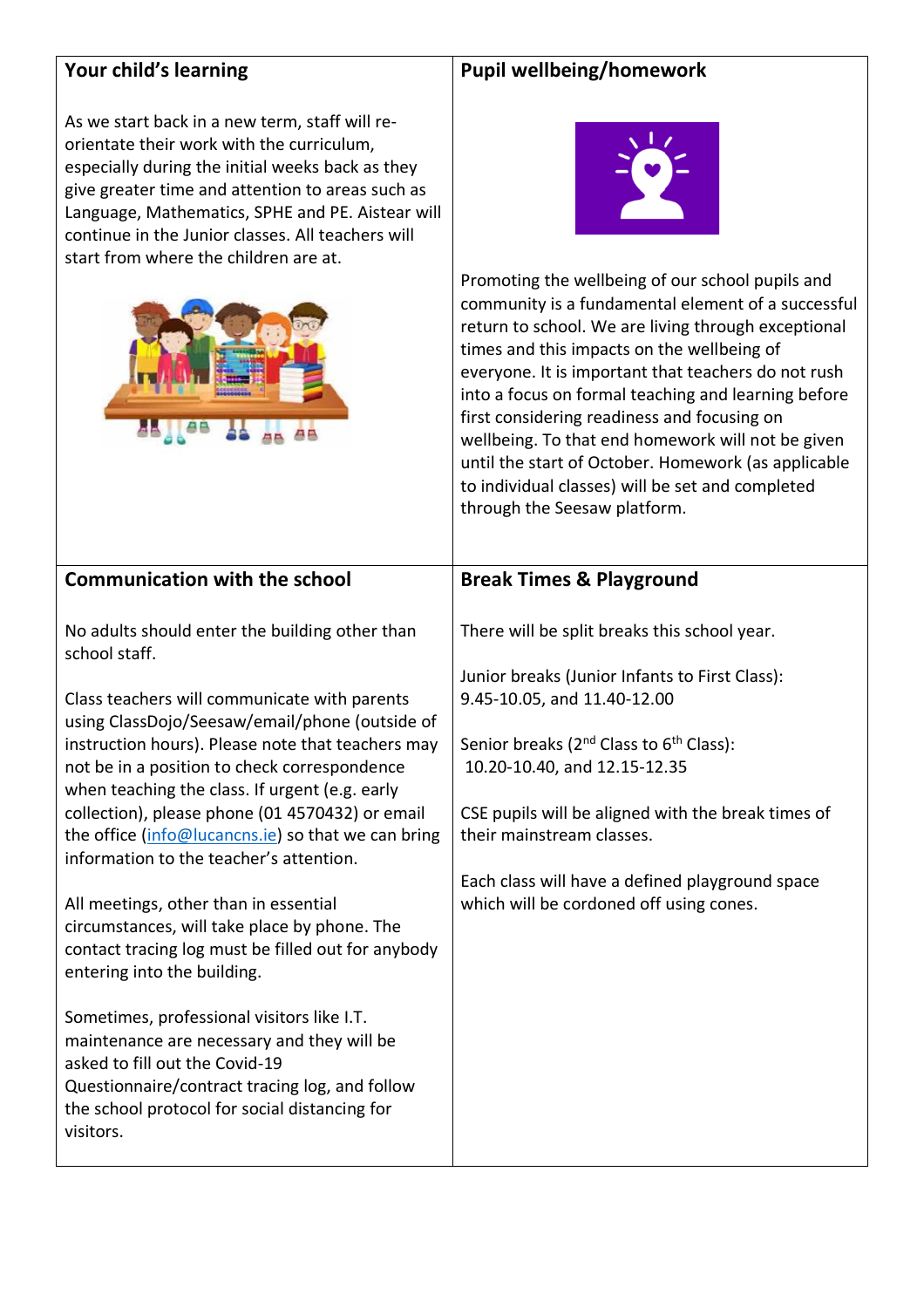## Your child's learning

As we start back in a new term, staff will re-orientate their work with the curriculum, especially during the initial weeks back as they give greater time and attention to areas such as Language, Mathematics, SPHE and PE. Aistear will continue in the Junior classes. All teachers will start from where the children are at.

## Pupil wellbeing/homework

Promoting the wellbeing of our school pupils and community is a fundamental element of a successful return to school. We are living through exceptional times and this impacts on the wellbeing of everyone. It is important that teachers do not rush into a focus on formal teaching and learning before first considering readiness and focusing on wellbeing. To that end homework will not be given until the start of October. Homework (as applicable to individual classes) will be set and completed through the Seesaw platform.

## Communication with the school

No adults should enter the building other than school staff.

Class teachers will communicate with parents using ClassDojo/Seesaw/email/phone (outside of instruction hours). Please note that teachers may not be in a position to check correspondence when teaching the class. If urgent (e.g. early collection), please phone (01 4570432) or email the office (info@lucancns.ie) so that we can bring information to the teacher's attention.

All meetings, other than in essential circumstances, will take place by phone. The contact tracing log must be filled out for anybody entering into the building.

Sometimes, professional visitors like I.T. maintenance are necessary and they will be asked to fill out the Covid-19 Questionnaire/contract tracing log, and follow the school protocol for social distancing for visitors.

## Break Times & Playground

There will be split breaks this school year.

Junior breaks (Junior Infants to First Class):
9.45-10.05, and 11.40-12.00

Senior breaks (2nd Class to 6th Class):
10.20-10.40, and 12.15-12.35

CSE pupils will be aligned with the break times of their mainstream classes.

Each class will have a defined playground space which will be cordoned off using cones.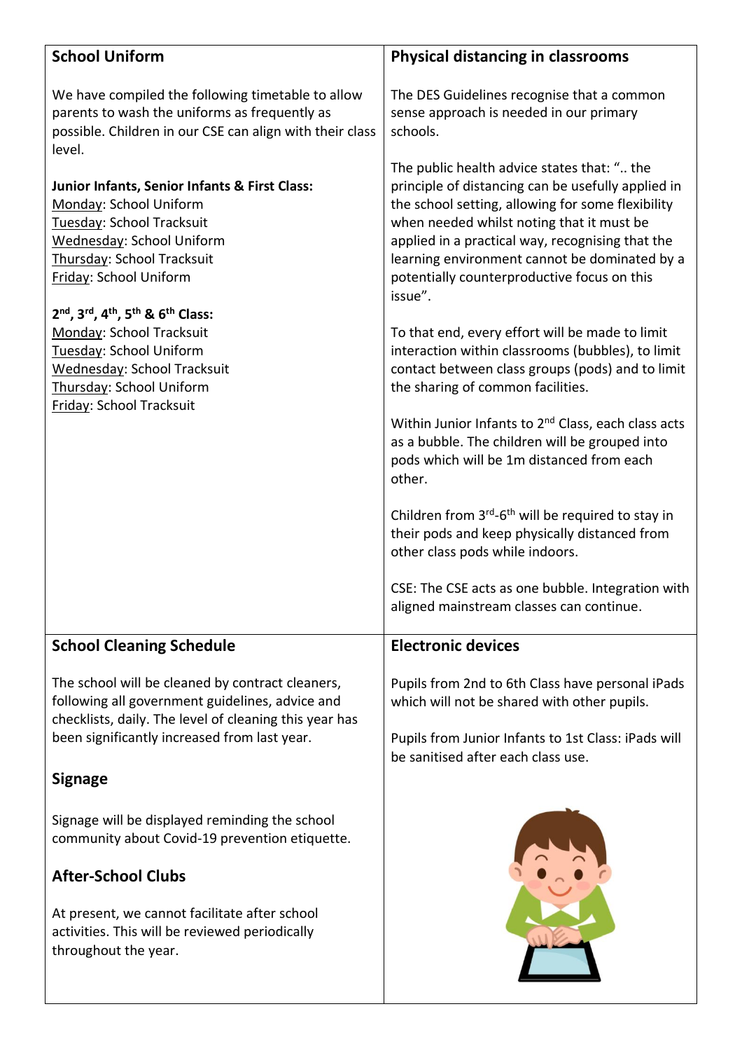## School Uniform

We have compiled the following timetable to allow parents to wash the uniforms as frequently as possible. Children in our CSE can align with their class level.

**Junior Infants, Senior Infants & First Class:**
Monday: School Uniform
Tuesday: School Tracksuit
Wednesday: School Uniform
Thursday: School Tracksuit
Friday: School Uniform

**2nd, 3rd, 4th, 5th & 6th Class:**
Monday: School Tracksuit
Tuesday: School Uniform
Wednesday: School Tracksuit
Thursday: School Uniform
Friday: School Tracksuit

## Physical distancing in classrooms

The DES Guidelines recognise that a common sense approach is needed in our primary schools.

The public health advice states that: ".. the principle of distancing can be usefully applied in the school setting, allowing for some flexibility when needed whilst noting that it must be applied in a practical way, recognising that the learning environment cannot be dominated by a potentially counterproductive focus on this issue".

To that end, every effort will be made to limit interaction within classrooms (bubbles), to limit contact between class groups (pods) and to limit the sharing of common facilities.

Within Junior Infants to 2nd Class, each class acts as a bubble. The children will be grouped into pods which will be 1m distanced from each other.

Children from 3rd-6th will be required to stay in their pods and keep physically distanced from other class pods while indoors.

CSE: The CSE acts as one bubble. Integration with aligned mainstream classes can continue.

## School Cleaning Schedule

The school will be cleaned by contract cleaners, following all government guidelines, advice and checklists, daily. The level of cleaning this year has been significantly increased from last year.

## Signage

Signage will be displayed reminding the school community about Covid-19 prevention etiquette.

## After-School Clubs

At present, we cannot facilitate after school activities. This will be reviewed periodically throughout the year.

## Electronic devices

Pupils from 2nd to 6th Class have personal iPads which will not be shared with other pupils.

Pupils from Junior Infants to 1st Class: iPads will be sanitised after each class use.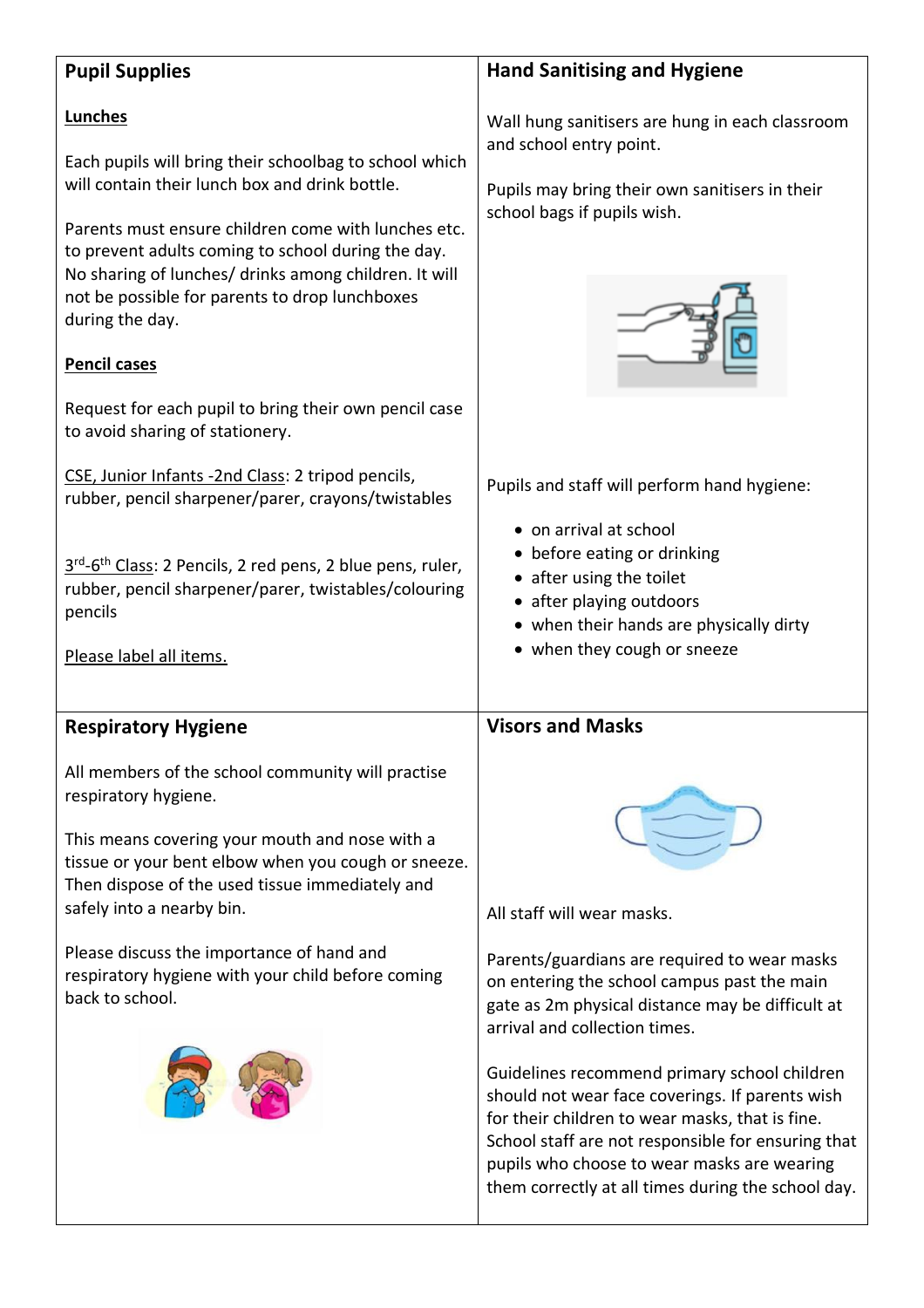## Pupil Supplies

**Lunches**

Each pupils will bring their schoolbag to school which will contain their lunch box and drink bottle.

Parents must ensure children come with lunches etc. to prevent adults coming to school during the day. No sharing of lunches/ drinks among children. It will not be possible for parents to drop lunchboxes during the day.

**Pencil cases**

Request for each pupil to bring their own pencil case to avoid sharing of stationery.

CSE, Junior Infants -2nd Class: 2 tripod pencils, rubber, pencil sharpener/parer, crayons/twistables

3rd-6th Class: 2 Pencils, 2 red pens, 2 blue pens, ruler, rubber, pencil sharpener/parer, twistables/colouring pencils

Please label all items.

## Hand Sanitising and Hygiene

Wall hung sanitisers are hung in each classroom and school entry point.

Pupils may bring their own sanitisers in their school bags if pupils wish.

Pupils and staff will perform hand hygiene:

- on arrival at school
- before eating or drinking
- after using the toilet
- after playing outdoors
- when their hands are physically dirty
- when they cough or sneeze

## Respiratory Hygiene

All members of the school community will practise respiratory hygiene.

This means covering your mouth and nose with a tissue or your bent elbow when you cough or sneeze. Then dispose of the used tissue immediately and safely into a nearby bin.

Please discuss the importance of hand and respiratory hygiene with your child before coming back to school.

## Visors and Masks

All staff will wear masks.

Parents/guardians are required to wear masks on entering the school campus past the main gate as 2m physical distance may be difficult at arrival and collection times.

Guidelines recommend primary school children should not wear face coverings. If parents wish for their children to wear masks, that is fine. School staff are not responsible for ensuring that pupils who choose to wear masks are wearing them correctly at all times during the school day.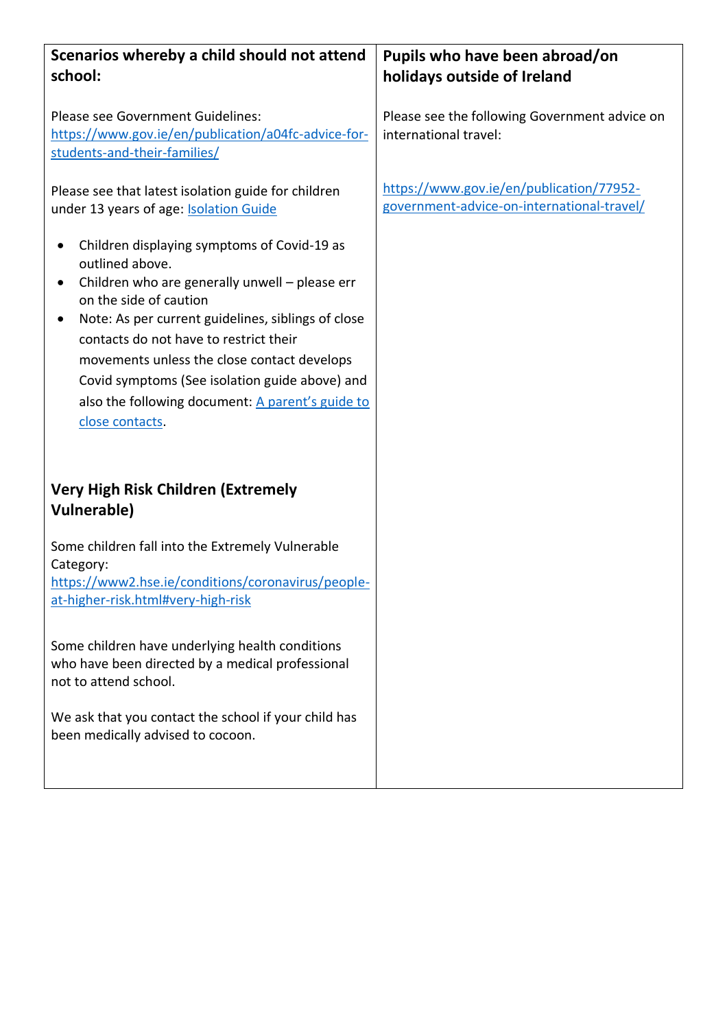| **Scenarios whereby a child should not attend school:** | **Pupils who have been abroad/on holidays outside of Ireland** |
|---|---|
| Please see Government Guidelines: https://www.gov.ie/en/publication/a04fc-advice-for-students-and-their-families/<br><br>Please see that latest isolation guide for children under 13 years of age: Isolation Guide<br><br>• Children displaying symptoms of Covid-19 as outlined above.<br>• Children who are generally unwell – please err on the side of caution<br>• Note: As per current guidelines, siblings of close contacts do not have to restrict their movements unless the close contact develops Covid symptoms (See isolation guide above) and also the following document: A parent's guide to close contacts.<br><br>**Very High Risk Children (Extremely Vulnerable)**<br><br>Some children fall into the Extremely Vulnerable Category: https://www2.hse.ie/conditions/coronavirus/people-at-higher-risk.html#very-high-risk<br><br>Some children have underlying health conditions who have been directed by a medical professional not to attend school.<br><br>We ask that you contact the school if your child has been medically advised to cocoon. | Please see the following Government advice on international travel:<br><br>https://www.gov.ie/en/publication/77952-government-advice-on-international-travel/ |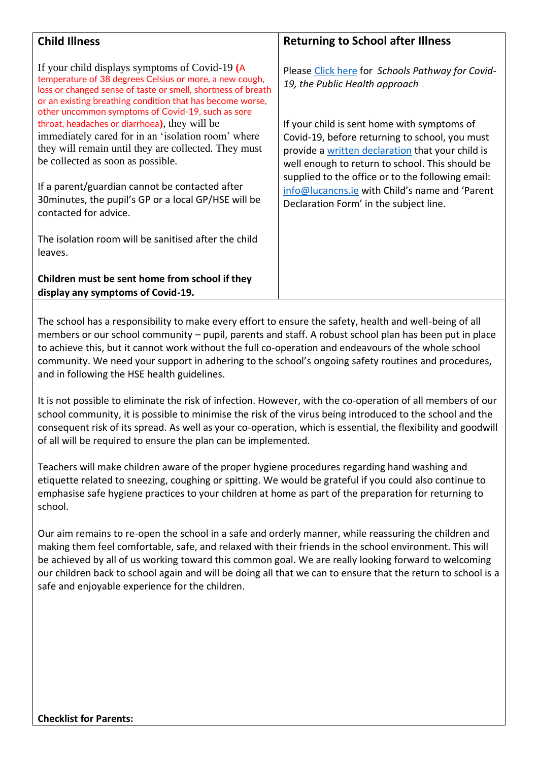| **Child Illness** | **Returning to School after Illness** |
| --- | --- |
| If your child displays symptoms of Covid-19 **(**A temperature of 38 degrees Celsius or more, a new cough, loss or changed sense of taste or smell, shortness of breath or an existing breathing condition that has become worse, other uncommon symptoms of Covid-19, such as sore throat, headaches or diarrhoea**)**, they will be immediately cared for in an 'isolation room' where they will remain until they are collected. They must be collected as soon as possible.<br><br>If a parent/guardian cannot be contacted after 30minutes, the pupil's GP or a local GP/HSE will be contacted for advice.<br><br>The isolation room will be sanitised after the child leaves.<br><br>**Children must be sent home from school if they display any symptoms of Covid-19.** | Please Click here for *Schools Pathway for Covid-19, the Public Health approach*<br><br>If your child is sent home with symptoms of Covid-19, before returning to school, you must provide a written declaration that your child is well enough to return to school. This should be supplied to the office or to the following email: info@lucancns.ie with Child's name and 'Parent Declaration Form' in the subject line. |

The school has a responsibility to make every effort to ensure the safety, health and well-being of all members or our school community – pupil, parents and staff. A robust school plan has been put in place to achieve this, but it cannot work without the full co-operation and endeavours of the whole school community. We need your support in adhering to the school's ongoing safety routines and procedures, and in following the HSE health guidelines.

It is not possible to eliminate the risk of infection. However, with the co-operation of all members of our school community, it is possible to minimise the risk of the virus being introduced to the school and the consequent risk of its spread. As well as your co-operation, which is essential, the flexibility and goodwill of all will be required to ensure the plan can be implemented.

Teachers will make children aware of the proper hygiene procedures regarding hand washing and etiquette related to sneezing, coughing or spitting. We would be grateful if you could also continue to emphasise safe hygiene practices to your children at home as part of the preparation for returning to school.

Our aim remains to re-open the school in a safe and orderly manner, while reassuring the children and making them feel comfortable, safe, and relaxed with their friends in the school environment. This will be achieved by all of us working toward this common goal. We are really looking forward to welcoming our children back to school again and will be doing all that we can to ensure that the return to school is a safe and enjoyable experience for the children.

**Checklist for Parents:**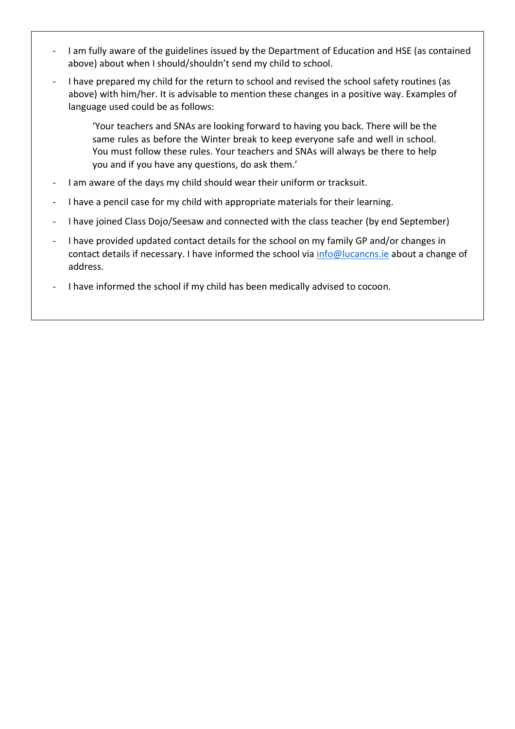- I am fully aware of the guidelines issued by the Department of Education and HSE (as contained above) about when I should/shouldn't send my child to school.
- I have prepared my child for the return to school and revised the school safety routines (as above) with him/her. It is advisable to mention these changes in a positive way. Examples of language used could be as follows:

  > 'Your teachers and SNAs are looking forward to having you back. There will be the same rules as before the Winter break to keep everyone safe and well in school. You must follow these rules. Your teachers and SNAs will always be there to help you and if you have any questions, do ask them.'

- I am aware of the days my child should wear their uniform or tracksuit.
- I have a pencil case for my child with appropriate materials for their learning.
- I have joined Class Dojo/Seesaw and connected with the class teacher (by end September)
- I have provided updated contact details for the school on my family GP and/or changes in contact details if necessary. I have informed the school via info@lucancns.ie about a change of address.
- I have informed the school if my child has been medically advised to cocoon.